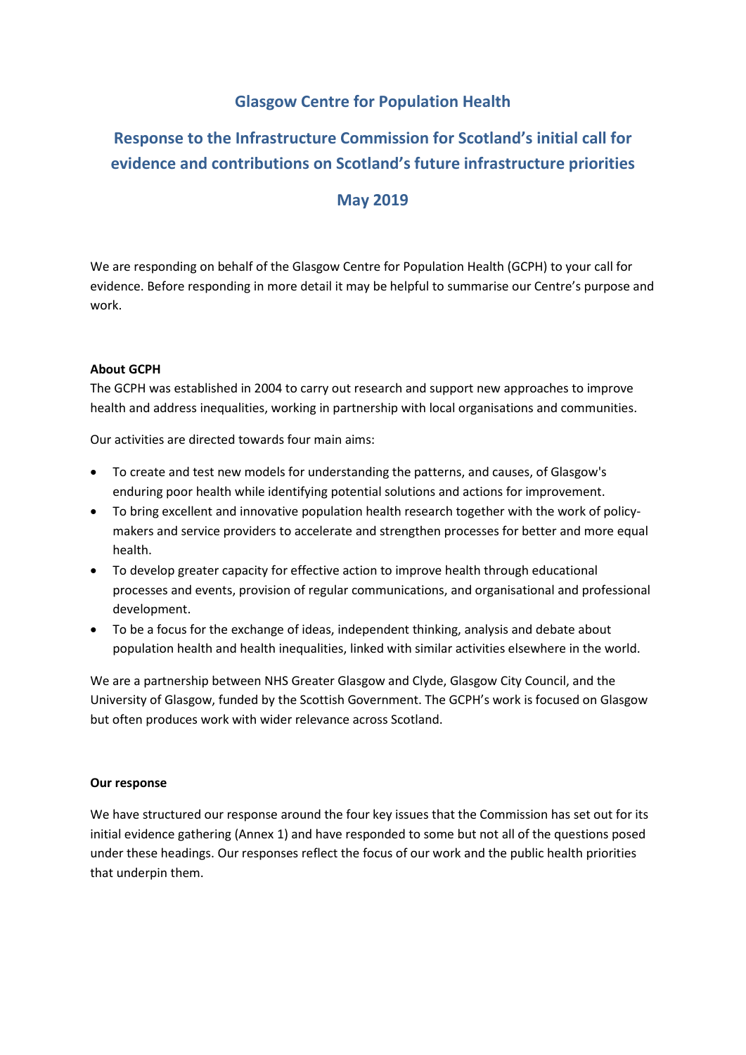# Glasgow Centre for Population Health

## Response to the Infrastructure Commission for Scotland's initial call for evidence and contributions on Scotland's future infrastructure priorities

## May 2019

We are responding on behalf of the Glasgow Centre for Population Health (GCPH) to your call for evidence. Before responding in more detail it may be helpful to summarise our Centre's purpose and work.

**About GCPH**

The GCPH was established in 2004 to carry out research and support new approaches to improve health and address inequalities, working in partnership with local organisations and communities.

Our activities are directed towards four main aims:

- To create and test new models for understanding the patterns, and causes, of Glasgow's enduring poor health while identifying potential solutions and actions for improvement.
- To bring excellent and innovative population health research together with the work of policy-makers and service providers to accelerate and strengthen processes for better and more equal health.
- To develop greater capacity for effective action to improve health through educational processes and events, provision of regular communications, and organisational and professional development.
- To be a focus for the exchange of ideas, independent thinking, analysis and debate about population health and health inequalities, linked with similar activities elsewhere in the world.

We are a partnership between NHS Greater Glasgow and Clyde, Glasgow City Council, and the University of Glasgow, funded by the Scottish Government. The GCPH's work is focused on Glasgow but often produces work with wider relevance across Scotland.

**Our response**

We have structured our response around the four key issues that the Commission has set out for its initial evidence gathering (Annex 1) and have responded to some but not all of the questions posed under these headings. Our responses reflect the focus of our work and the public health priorities that underpin them.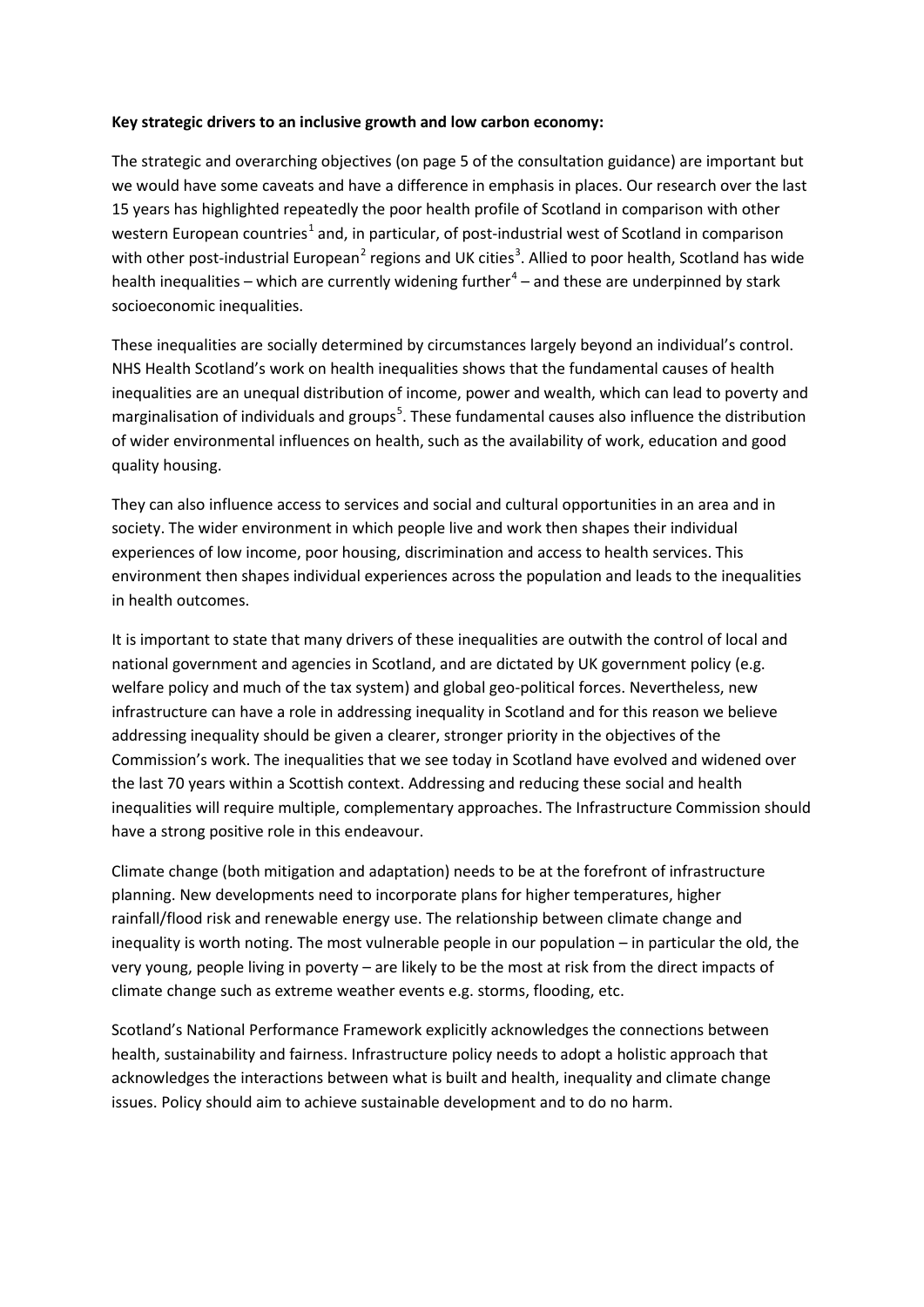**Key strategic drivers to an inclusive growth and low carbon economy:**

The strategic and overarching objectives (on page 5 of the consultation guidance) are important but we would have some caveats and have a difference in emphasis in places. Our research over the last 15 years has highlighted repeatedly the poor health profile of Scotland in comparison with other western European countries[1] and, in particular, of post-industrial west of Scotland in comparison with other post-industrial European[2] regions and UK cities[3]. Allied to poor health, Scotland has wide health inequalities – which are currently widening further[4] – and these are underpinned by stark socioeconomic inequalities.

These inequalities are socially determined by circumstances largely beyond an individual's control. NHS Health Scotland's work on health inequalities shows that the fundamental causes of health inequalities are an unequal distribution of income, power and wealth, which can lead to poverty and marginalisation of individuals and groups[5]. These fundamental causes also influence the distribution of wider environmental influences on health, such as the availability of work, education and good quality housing.

They can also influence access to services and social and cultural opportunities in an area and in society. The wider environment in which people live and work then shapes their individual experiences of low income, poor housing, discrimination and access to health services. This environment then shapes individual experiences across the population and leads to the inequalities in health outcomes.

It is important to state that many drivers of these inequalities are outwith the control of local and national government and agencies in Scotland, and are dictated by UK government policy (e.g. welfare policy and much of the tax system) and global geo-political forces. Nevertheless, new infrastructure can have a role in addressing inequality in Scotland and for this reason we believe addressing inequality should be given a clearer, stronger priority in the objectives of the Commission's work. The inequalities that we see today in Scotland have evolved and widened over the last 70 years within a Scottish context. Addressing and reducing these social and health inequalities will require multiple, complementary approaches. The Infrastructure Commission should have a strong positive role in this endeavour.

Climate change (both mitigation and adaptation) needs to be at the forefront of infrastructure planning. New developments need to incorporate plans for higher temperatures, higher rainfall/flood risk and renewable energy use. The relationship between climate change and inequality is worth noting. The most vulnerable people in our population – in particular the old, the very young, people living in poverty – are likely to be the most at risk from the direct impacts of climate change such as extreme weather events e.g. storms, flooding, etc.

Scotland's National Performance Framework explicitly acknowledges the connections between health, sustainability and fairness. Infrastructure policy needs to adopt a holistic approach that acknowledges the interactions between what is built and health, inequality and climate change issues. Policy should aim to achieve sustainable development and to do no harm.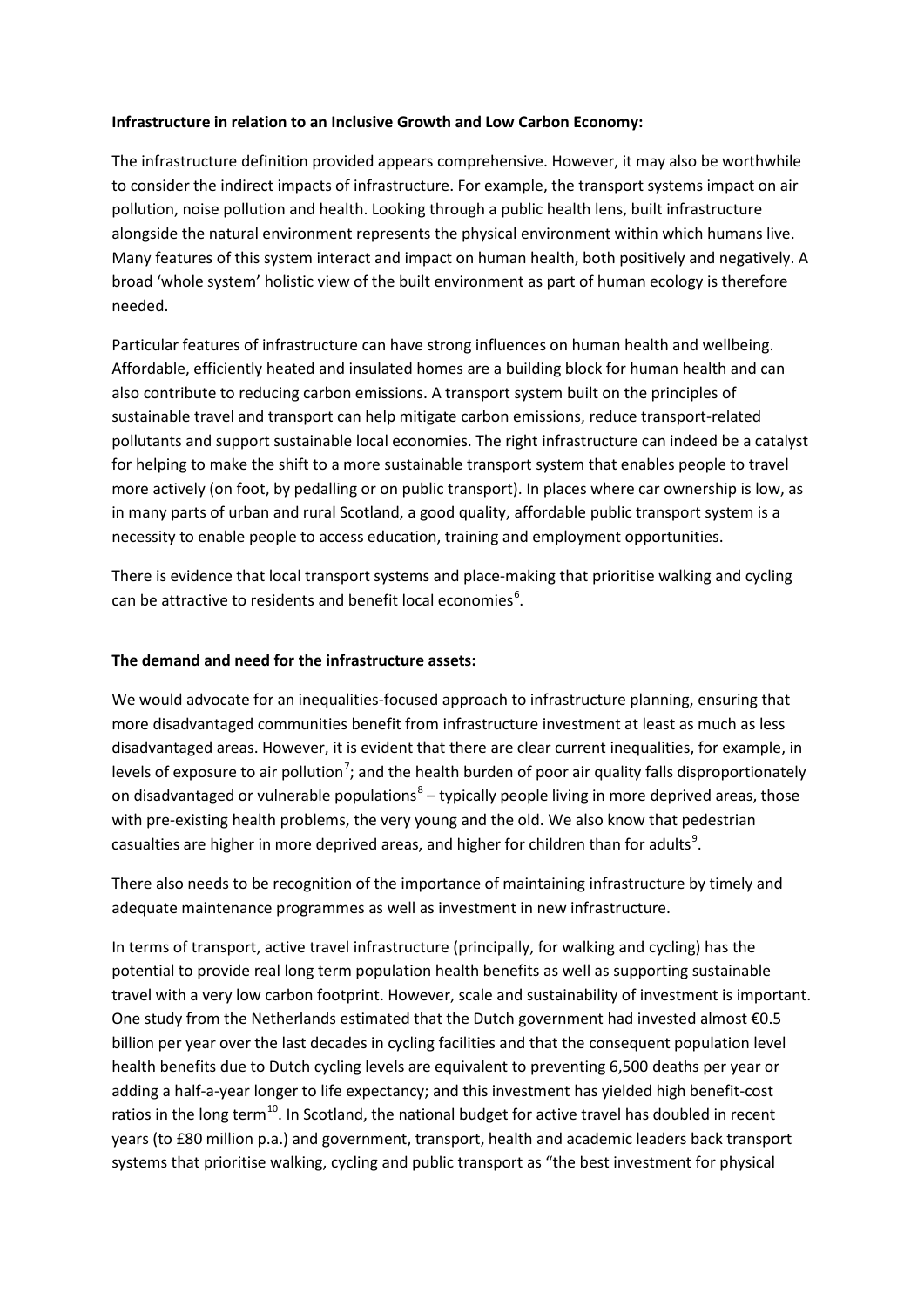**Infrastructure in relation to an Inclusive Growth and Low Carbon Economy:**

The infrastructure definition provided appears comprehensive. However, it may also be worthwhile to consider the indirect impacts of infrastructure. For example, the transport systems impact on air pollution, noise pollution and health. Looking through a public health lens, built infrastructure alongside the natural environment represents the physical environment within which humans live. Many features of this system interact and impact on human health, both positively and negatively. A broad 'whole system' holistic view of the built environment as part of human ecology is therefore needed.

Particular features of infrastructure can have strong influences on human health and wellbeing. Affordable, efficiently heated and insulated homes are a building block for human health and can also contribute to reducing carbon emissions. A transport system built on the principles of sustainable travel and transport can help mitigate carbon emissions, reduce transport-related pollutants and support sustainable local economies. The right infrastructure can indeed be a catalyst for helping to make the shift to a more sustainable transport system that enables people to travel more actively (on foot, by pedalling or on public transport). In places where car ownership is low, as in many parts of urban and rural Scotland, a good quality, affordable public transport system is a necessity to enable people to access education, training and employment opportunities.

There is evidence that local transport systems and place-making that prioritise walking and cycling can be attractive to residents and benefit local economies[6].

**The demand and need for the infrastructure assets:**

We would advocate for an inequalities-focused approach to infrastructure planning, ensuring that more disadvantaged communities benefit from infrastructure investment at least as much as less disadvantaged areas. However, it is evident that there are clear current inequalities, for example, in levels of exposure to air pollution[7]; and the health burden of poor air quality falls disproportionately on disadvantaged or vulnerable populations[8] – typically people living in more deprived areas, those with pre-existing health problems, the very young and the old. We also know that pedestrian casualties are higher in more deprived areas, and higher for children than for adults[9].

There also needs to be recognition of the importance of maintaining infrastructure by timely and adequate maintenance programmes as well as investment in new infrastructure.

In terms of transport, active travel infrastructure (principally, for walking and cycling) has the potential to provide real long term population health benefits as well as supporting sustainable travel with a very low carbon footprint. However, scale and sustainability of investment is important. One study from the Netherlands estimated that the Dutch government had invested almost €0.5 billion per year over the last decades in cycling facilities and that the consequent population level health benefits due to Dutch cycling levels are equivalent to preventing 6,500 deaths per year or adding a half-a-year longer to life expectancy; and this investment has yielded high benefit-cost ratios in the long term[10]. In Scotland, the national budget for active travel has doubled in recent years (to £80 million p.a.) and government, transport, health and academic leaders back transport systems that prioritise walking, cycling and public transport as "the best investment for physical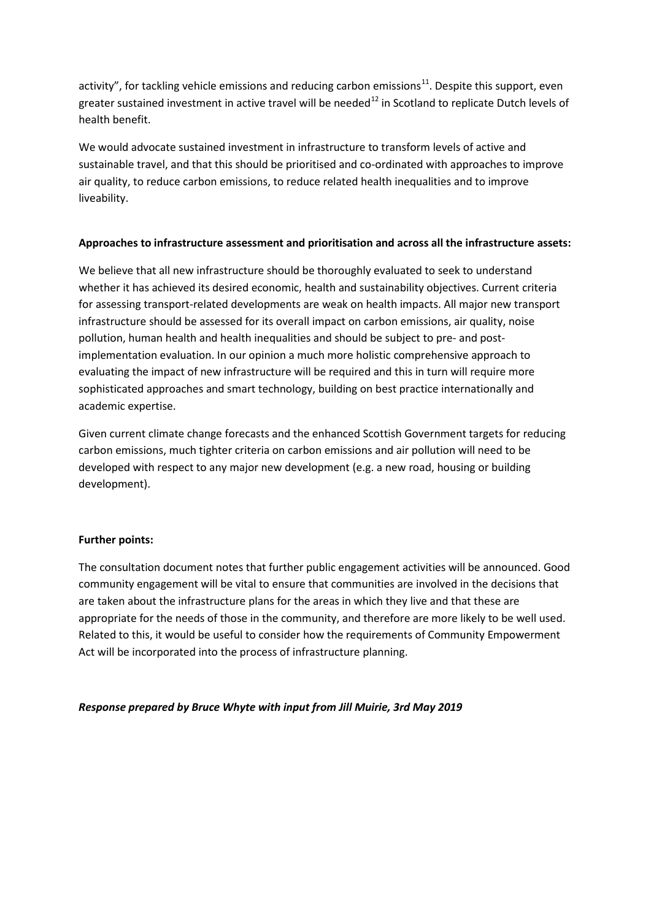activity", for tackling vehicle emissions and reducing carbon emissions[11]. Despite this support, even greater sustained investment in active travel will be needed[12] in Scotland to replicate Dutch levels of health benefit.

We would advocate sustained investment in infrastructure to transform levels of active and sustainable travel, and that this should be prioritised and co-ordinated with approaches to improve air quality, to reduce carbon emissions, to reduce related health inequalities and to improve liveability.

**Approaches to infrastructure assessment and prioritisation and across all the infrastructure assets:**

We believe that all new infrastructure should be thoroughly evaluated to seek to understand whether it has achieved its desired economic, health and sustainability objectives. Current criteria for assessing transport-related developments are weak on health impacts. All major new transport infrastructure should be assessed for its overall impact on carbon emissions, air quality, noise pollution, human health and health inequalities and should be subject to pre- and post-implementation evaluation. In our opinion a much more holistic comprehensive approach to evaluating the impact of new infrastructure will be required and this in turn will require more sophisticated approaches and smart technology, building on best practice internationally and academic expertise.

Given current climate change forecasts and the enhanced Scottish Government targets for reducing carbon emissions, much tighter criteria on carbon emissions and air pollution will need to be developed with respect to any major new development (e.g. a new road, housing or building development).

**Further points:**

The consultation document notes that further public engagement activities will be announced. Good community engagement will be vital to ensure that communities are involved in the decisions that are taken about the infrastructure plans for the areas in which they live and that these are appropriate for the needs of those in the community, and therefore are more likely to be well used. Related to this, it would be useful to consider how the requirements of Community Empowerment Act will be incorporated into the process of infrastructure planning.

***Response prepared by Bruce Whyte with input from Jill Muirie, 3rd May 2019***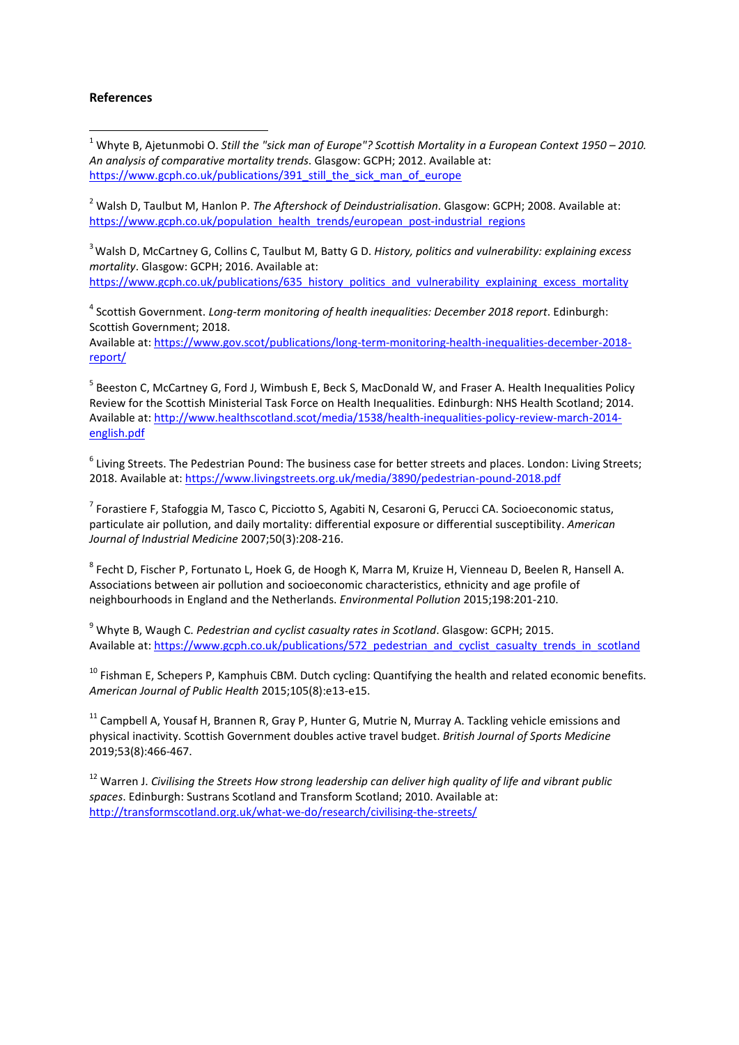**References**

[1] Whyte B, Ajetunmobi O. *Still the "sick man of Europe"? Scottish Mortality in a European Context 1950 – 2010. An analysis of comparative mortality trends*. Glasgow: GCPH; 2012. Available at: https://www.gcph.co.uk/publications/391_still_the_sick_man_of_europe

[2] Walsh D, Taulbut M, Hanlon P. *The Aftershock of Deindustrialisation*. Glasgow: GCPH; 2008. Available at: https://www.gcph.co.uk/population_health_trends/european_post-industrial_regions

[3] Walsh D, McCartney G, Collins C, Taulbut M, Batty G D. *History, politics and vulnerability: explaining excess mortality*. Glasgow: GCPH; 2016. Available at: https://www.gcph.co.uk/publications/635_history_politics_and_vulnerability_explaining_excess_mortality

[4] Scottish Government. *Long-term monitoring of health inequalities: December 2018 report*. Edinburgh: Scottish Government; 2018. Available at: https://www.gov.scot/publications/long-term-monitoring-health-inequalities-december-2018-report/

[5] Beeston C, McCartney G, Ford J, Wimbush E, Beck S, MacDonald W, and Fraser A. Health Inequalities Policy Review for the Scottish Ministerial Task Force on Health Inequalities. Edinburgh: NHS Health Scotland; 2014. Available at: http://www.healthscotland.scot/media/1538/health-inequalities-policy-review-march-2014-english.pdf

[6] Living Streets. The Pedestrian Pound: The business case for better streets and places. London: Living Streets; 2018. Available at: https://www.livingstreets.org.uk/media/3890/pedestrian-pound-2018.pdf

[7] Forastiere F, Stafoggia M, Tasco C, Picciotto S, Agabiti N, Cesaroni G, Perucci CA. Socioeconomic status, particulate air pollution, and daily mortality: differential exposure or differential susceptibility. *American Journal of Industrial Medicine* 2007;50(3):208-216.

[8] Fecht D, Fischer P, Fortunato L, Hoek G, de Hoogh K, Marra M, Kruize H, Vienneau D, Beelen R, Hansell A. Associations between air pollution and socioeconomic characteristics, ethnicity and age profile of neighbourhoods in England and the Netherlands. *Environmental Pollution* 2015;198:201-210.

[9] Whyte B, Waugh C. *Pedestrian and cyclist casualty rates in Scotland*. Glasgow: GCPH; 2015. Available at: https://www.gcph.co.uk/publications/572_pedestrian_and_cyclist_casualty_trends_in_scotland

[10] Fishman E, Schepers P, Kamphuis CBM. Dutch cycling: Quantifying the health and related economic benefits. *American Journal of Public Health* 2015;105(8):e13-e15.

[11] Campbell A, Yousaf H, Brannen R, Gray P, Hunter G, Mutrie N, Murray A. Tackling vehicle emissions and physical inactivity. Scottish Government doubles active travel budget. *British Journal of Sports Medicine* 2019;53(8):466-467.

[12] Warren J. *Civilising the Streets How strong leadership can deliver high quality of life and vibrant public spaces*. Edinburgh: Sustrans Scotland and Transform Scotland; 2010. Available at: http://transformscotland.org.uk/what-we-do/research/civilising-the-streets/